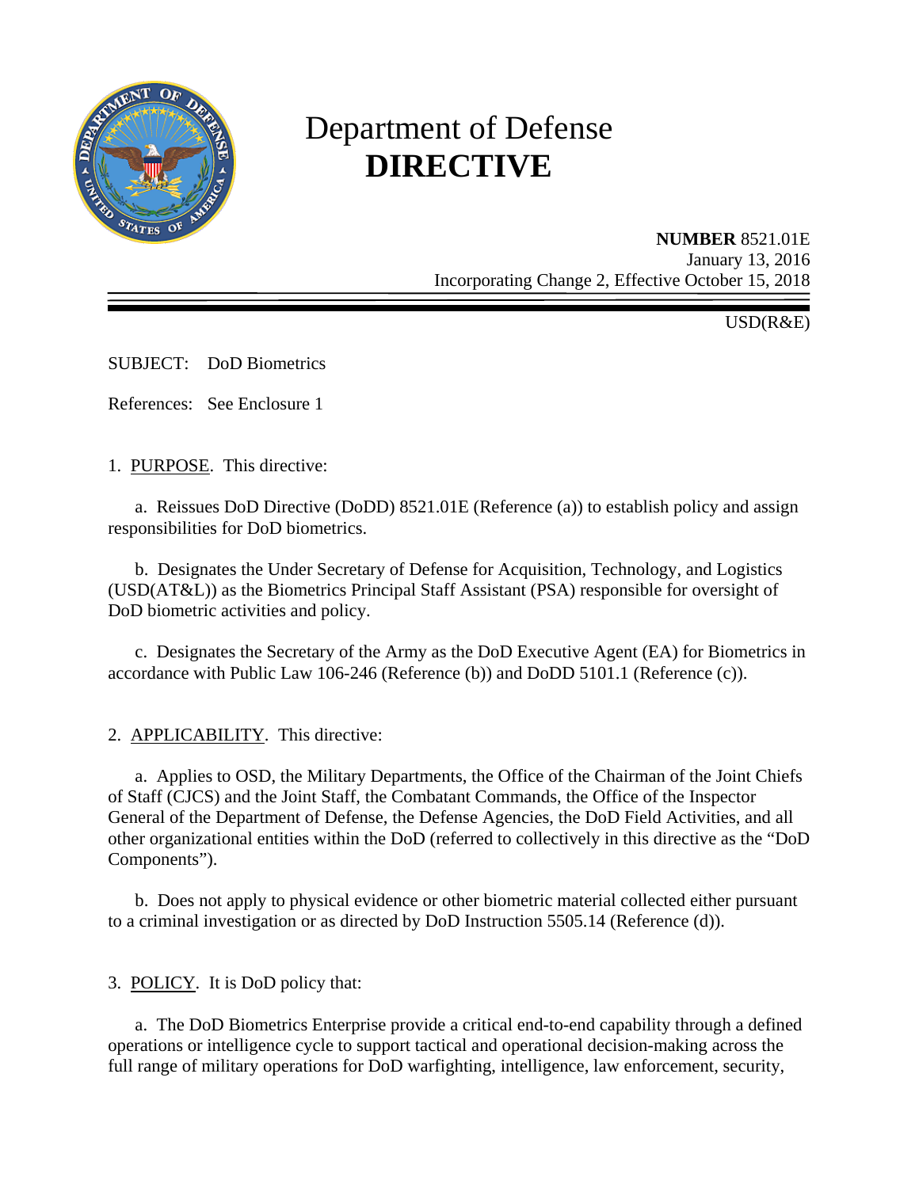# Department of Defense
# **DIRECTIVE**

**NUMBER** 8521.01E
January 13, 2016
Incorporating Change 2, Effective October 15, 2018

USD(R&E)

SUBJECT: DoD Biometrics

References: See Enclosure 1

1. PURPOSE. This directive:

a. Reissues DoD Directive (DoDD) 8521.01E (Reference (a)) to establish policy and assign responsibilities for DoD biometrics.

b. Designates the Under Secretary of Defense for Acquisition, Technology, and Logistics (USD(AT&L)) as the Biometrics Principal Staff Assistant (PSA) responsible for oversight of DoD biometric activities and policy.

c. Designates the Secretary of the Army as the DoD Executive Agent (EA) for Biometrics in accordance with Public Law 106-246 (Reference (b)) and DoDD 5101.1 (Reference (c)).

2. APPLICABILITY. This directive:

a. Applies to OSD, the Military Departments, the Office of the Chairman of the Joint Chiefs of Staff (CJCS) and the Joint Staff, the Combatant Commands, the Office of the Inspector General of the Department of Defense, the Defense Agencies, the DoD Field Activities, and all other organizational entities within the DoD (referred to collectively in this directive as the "DoD Components").

b. Does not apply to physical evidence or other biometric material collected either pursuant to a criminal investigation or as directed by DoD Instruction 5505.14 (Reference (d)).

3. POLICY. It is DoD policy that:

a. The DoD Biometrics Enterprise provide a critical end-to-end capability through a defined operations or intelligence cycle to support tactical and operational decision-making across the full range of military operations for DoD warfighting, intelligence, law enforcement, security,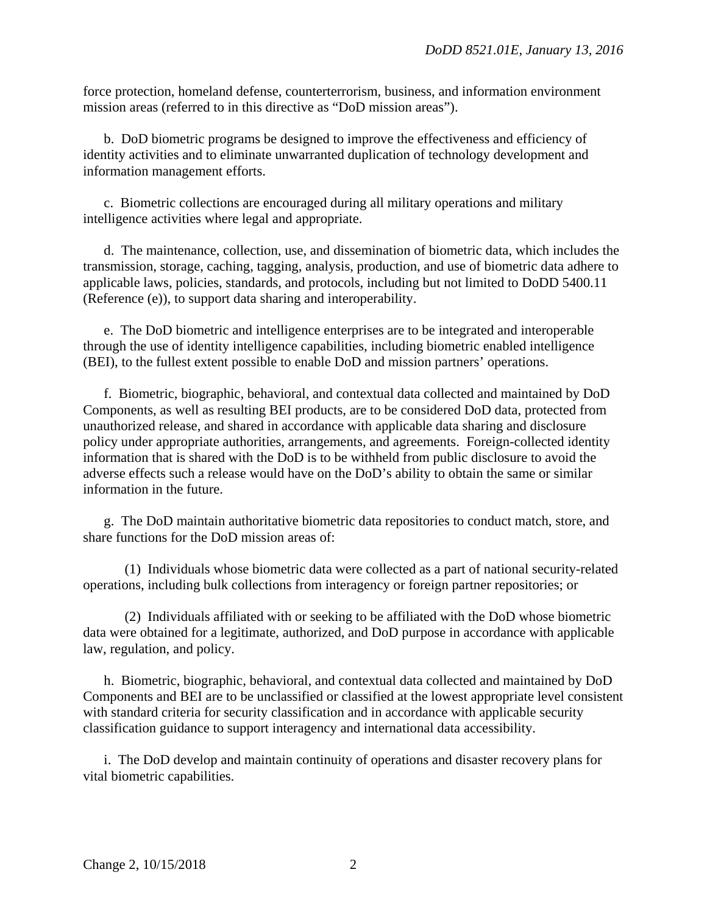force protection, homeland defense, counterterrorism, business, and information environment mission areas (referred to in this directive as “DoD mission areas”).

b. DoD biometric programs be designed to improve the effectiveness and efficiency of identity activities and to eliminate unwarranted duplication of technology development and information management efforts.

c. Biometric collections are encouraged during all military operations and military intelligence activities where legal and appropriate.

d. The maintenance, collection, use, and dissemination of biometric data, which includes the transmission, storage, caching, tagging, analysis, production, and use of biometric data adhere to applicable laws, policies, standards, and protocols, including but not limited to DoDD 5400.11 (Reference (e)), to support data sharing and interoperability.

e. The DoD biometric and intelligence enterprises are to be integrated and interoperable through the use of identity intelligence capabilities, including biometric enabled intelligence (BEI), to the fullest extent possible to enable DoD and mission partners’ operations.

f. Biometric, biographic, behavioral, and contextual data collected and maintained by DoD Components, as well as resulting BEI products, are to be considered DoD data, protected from unauthorized release, and shared in accordance with applicable data sharing and disclosure policy under appropriate authorities, arrangements, and agreements. Foreign-collected identity information that is shared with the DoD is to be withheld from public disclosure to avoid the adverse effects such a release would have on the DoD’s ability to obtain the same or similar information in the future.

g. The DoD maintain authoritative biometric data repositories to conduct match, store, and share functions for the DoD mission areas of:

(1) Individuals whose biometric data were collected as a part of national security-related operations, including bulk collections from interagency or foreign partner repositories; or

(2) Individuals affiliated with or seeking to be affiliated with the DoD whose biometric data were obtained for a legitimate, authorized, and DoD purpose in accordance with applicable law, regulation, and policy.

h. Biometric, biographic, behavioral, and contextual data collected and maintained by DoD Components and BEI are to be unclassified or classified at the lowest appropriate level consistent with standard criteria for security classification and in accordance with applicable security classification guidance to support interagency and international data accessibility.

i. The DoD develop and maintain continuity of operations and disaster recovery plans for vital biometric capabilities.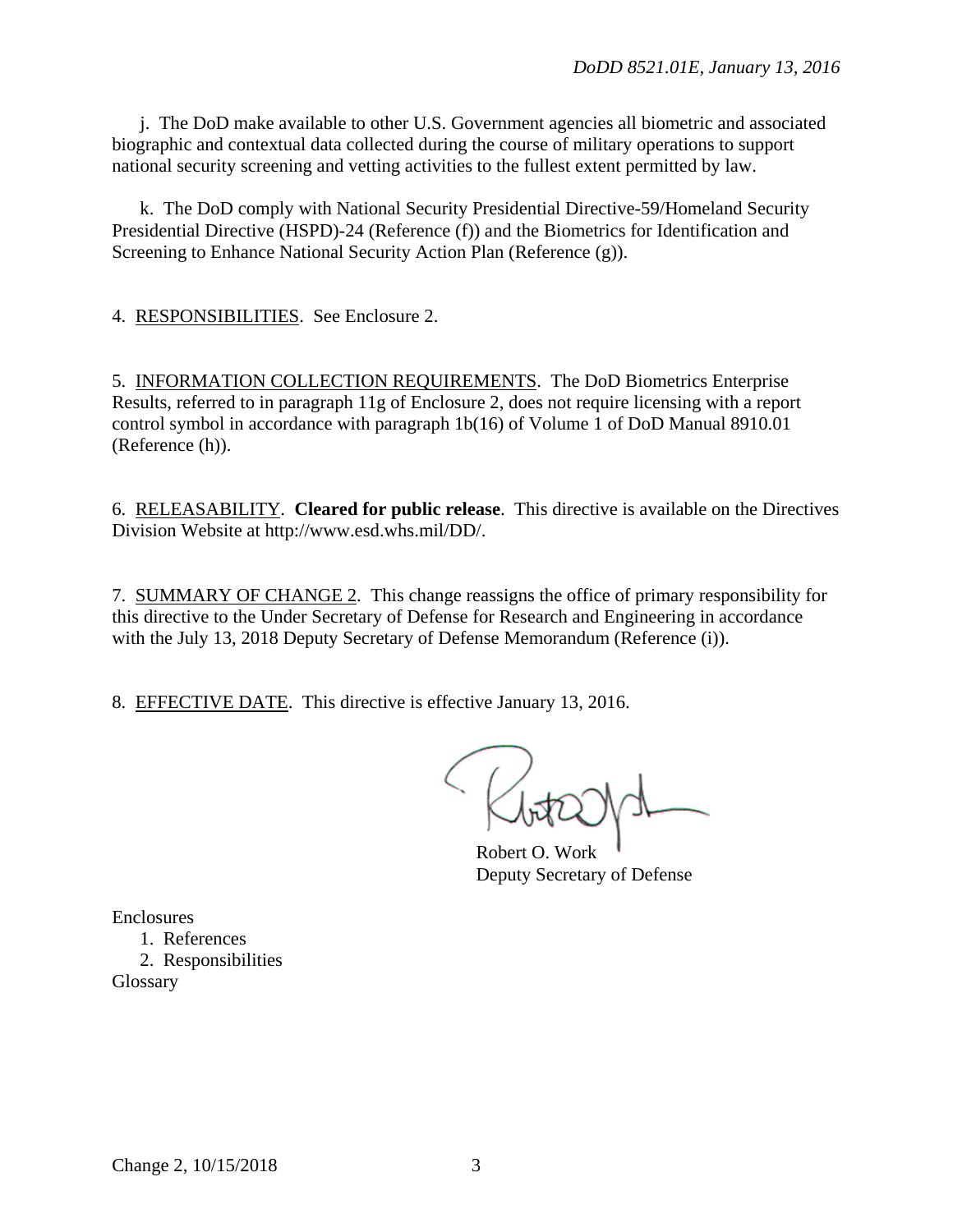j. The DoD make available to other U.S. Government agencies all biometric and associated biographic and contextual data collected during the course of military operations to support national security screening and vetting activities to the fullest extent permitted by law.

k. The DoD comply with National Security Presidential Directive-59/Homeland Security Presidential Directive (HSPD)-24 (Reference (f)) and the Biometrics for Identification and Screening to Enhance National Security Action Plan (Reference (g)).

4. RESPONSIBILITIES. See Enclosure 2.

5. INFORMATION COLLECTION REQUIREMENTS. The DoD Biometrics Enterprise Results, referred to in paragraph 11g of Enclosure 2, does not require licensing with a report control symbol in accordance with paragraph 1b(16) of Volume 1 of DoD Manual 8910.01 (Reference (h)).

6. RELEASABILITY. **Cleared for public release**. This directive is available on the Directives Division Website at http://www.esd.whs.mil/DD/.

7. SUMMARY OF CHANGE 2. This change reassigns the office of primary responsibility for this directive to the Under Secretary of Defense for Research and Engineering in accordance with the July 13, 2018 Deputy Secretary of Defense Memorandum (Reference (i)).

8. EFFECTIVE DATE. This directive is effective January 13, 2016.

Robert O. Work
Deputy Secretary of Defense

Enclosures
1. References
2. Responsibilities
Glossary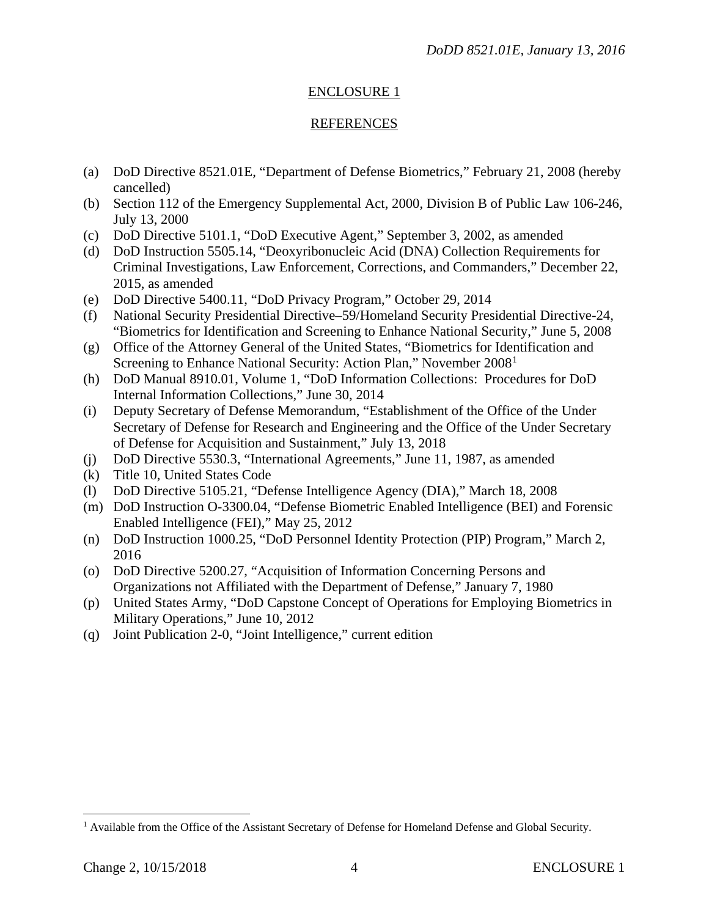## ENCLOSURE 1

## REFERENCES

(a) DoD Directive 8521.01E, “Department of Defense Biometrics,” February 21, 2008 (hereby cancelled)
(b) Section 112 of the Emergency Supplemental Act, 2000, Division B of Public Law 106-246, July 13, 2000
(c) DoD Directive 5101.1, “DoD Executive Agent,” September 3, 2002, as amended
(d) DoD Instruction 5505.14, “Deoxyribonucleic Acid (DNA) Collection Requirements for Criminal Investigations, Law Enforcement, Corrections, and Commanders,” December 22, 2015, as amended
(e) DoD Directive 5400.11, “DoD Privacy Program,” October 29, 2014
(f) National Security Presidential Directive–59/Homeland Security Presidential Directive-24, “Biometrics for Identification and Screening to Enhance National Security,” June 5, 2008
(g) Office of the Attorney General of the United States, “Biometrics for Identification and Screening to Enhance National Security: Action Plan,” November 2008[1]
(h) DoD Manual 8910.01, Volume 1, “DoD Information Collections: Procedures for DoD Internal Information Collections,” June 30, 2014
(i) Deputy Secretary of Defense Memorandum, “Establishment of the Office of the Under Secretary of Defense for Research and Engineering and the Office of the Under Secretary of Defense for Acquisition and Sustainment,” July 13, 2018
(j) DoD Directive 5530.3, “International Agreements,” June 11, 1987, as amended
(k) Title 10, United States Code
(l) DoD Directive 5105.21, “Defense Intelligence Agency (DIA),” March 18, 2008
(m) DoD Instruction O-3300.04, “Defense Biometric Enabled Intelligence (BEI) and Forensic Enabled Intelligence (FEI),” May 25, 2012
(n) DoD Instruction 1000.25, “DoD Personnel Identity Protection (PIP) Program,” March 2, 2016
(o) DoD Directive 5200.27, “Acquisition of Information Concerning Persons and Organizations not Affiliated with the Department of Defense,” January 7, 1980
(p) United States Army, “DoD Capstone Concept of Operations for Employing Biometrics in Military Operations,” June 10, 2012
(q) Joint Publication 2-0, “Joint Intelligence,” current edition

---

[1] Available from the Office of the Assistant Secretary of Defense for Homeland Defense and Global Security.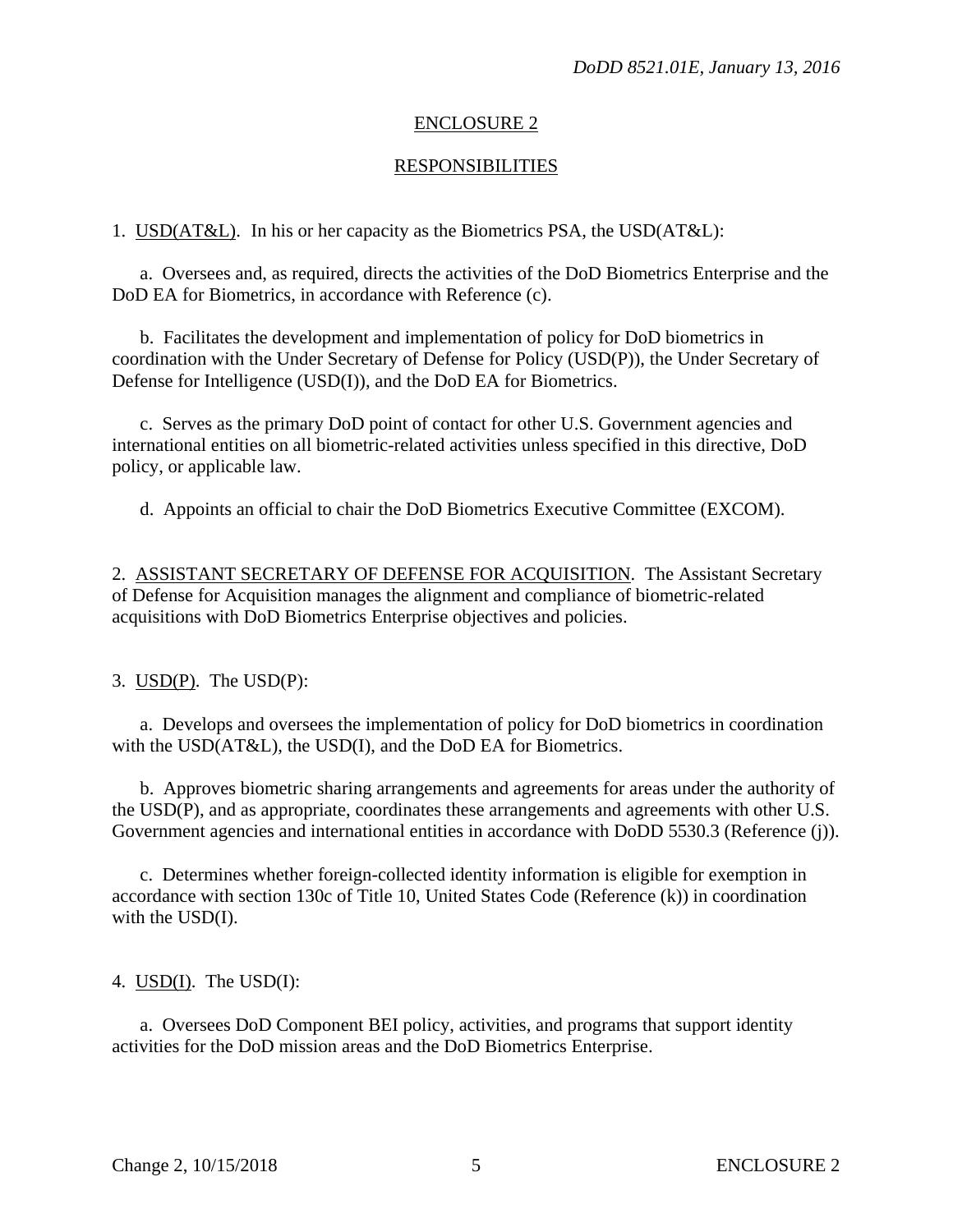## ENCLOSURE 2

## RESPONSIBILITIES

1. USD(AT&L). In his or her capacity as the Biometrics PSA, the USD(AT&L):

   a. Oversees and, as required, directs the activities of the DoD Biometrics Enterprise and the DoD EA for Biometrics, in accordance with Reference (c).

   b. Facilitates the development and implementation of policy for DoD biometrics in coordination with the Under Secretary of Defense for Policy (USD(P)), the Under Secretary of Defense for Intelligence (USD(I)), and the DoD EA for Biometrics.

   c. Serves as the primary DoD point of contact for other U.S. Government agencies and international entities on all biometric-related activities unless specified in this directive, DoD policy, or applicable law.

   d. Appoints an official to chair the DoD Biometrics Executive Committee (EXCOM).

2. ASSISTANT SECRETARY OF DEFENSE FOR ACQUISITION. The Assistant Secretary of Defense for Acquisition manages the alignment and compliance of biometric-related acquisitions with DoD Biometrics Enterprise objectives and policies.

3. USD(P). The USD(P):

   a. Develops and oversees the implementation of policy for DoD biometrics in coordination with the USD(AT&L), the USD(I), and the DoD EA for Biometrics.

   b. Approves biometric sharing arrangements and agreements for areas under the authority of the USD(P), and as appropriate, coordinates these arrangements and agreements with other U.S. Government agencies and international entities in accordance with DoDD 5530.3 (Reference (j)).

   c. Determines whether foreign-collected identity information is eligible for exemption in accordance with section 130c of Title 10, United States Code (Reference (k)) in coordination with the USD(I).

4. USD(I). The USD(I):

   a. Oversees DoD Component BEI policy, activities, and programs that support identity activities for the DoD mission areas and the DoD Biometrics Enterprise.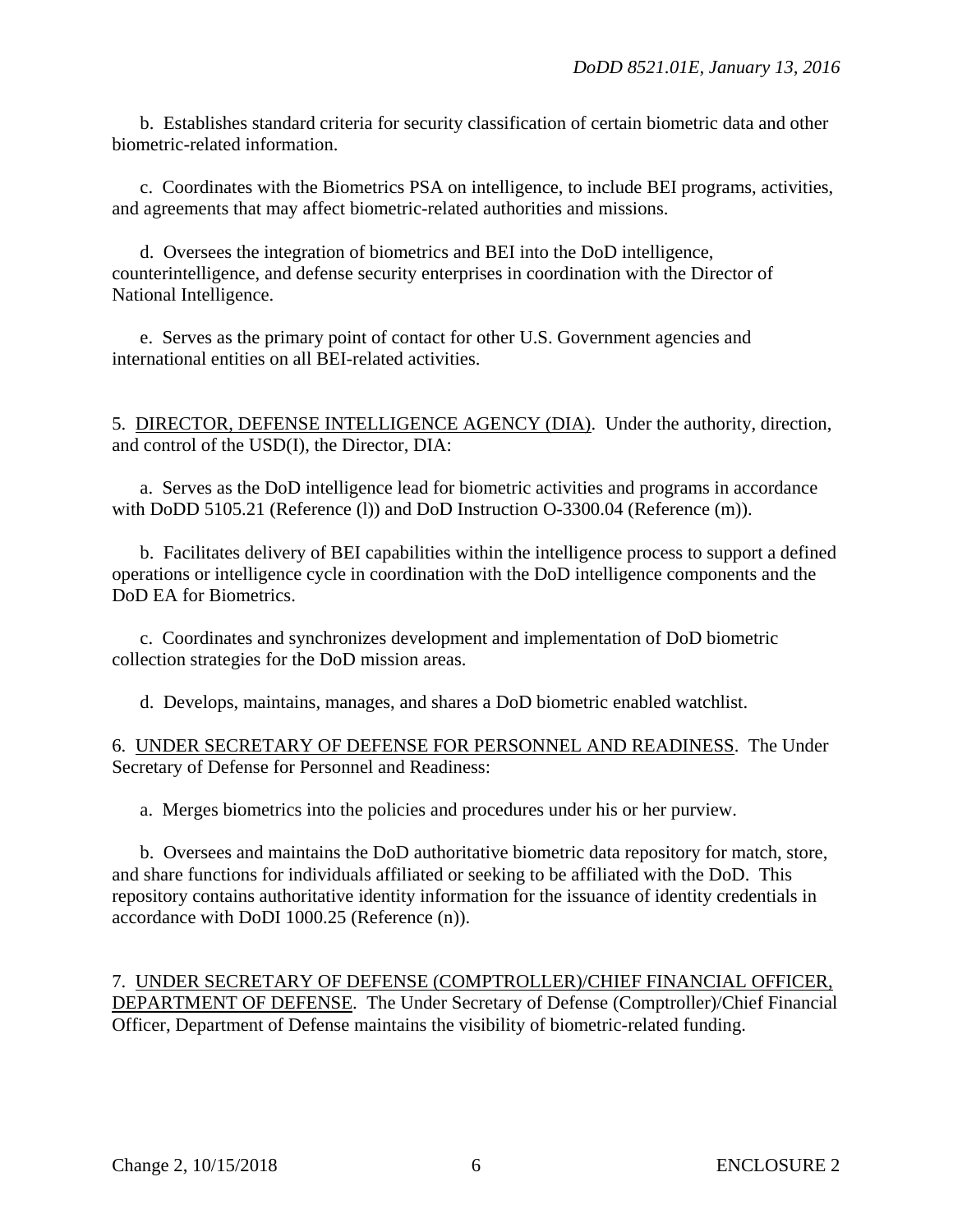b. Establishes standard criteria for security classification of certain biometric data and other biometric-related information.

c. Coordinates with the Biometrics PSA on intelligence, to include BEI programs, activities, and agreements that may affect biometric-related authorities and missions.

d. Oversees the integration of biometrics and BEI into the DoD intelligence, counterintelligence, and defense security enterprises in coordination with the Director of National Intelligence.

e. Serves as the primary point of contact for other U.S. Government agencies and international entities on all BEI-related activities.

5. DIRECTOR, DEFENSE INTELLIGENCE AGENCY (DIA). Under the authority, direction, and control of the USD(I), the Director, DIA:

a. Serves as the DoD intelligence lead for biometric activities and programs in accordance with DoDD 5105.21 (Reference (l)) and DoD Instruction O-3300.04 (Reference (m)).

b. Facilitates delivery of BEI capabilities within the intelligence process to support a defined operations or intelligence cycle in coordination with the DoD intelligence components and the DoD EA for Biometrics.

c. Coordinates and synchronizes development and implementation of DoD biometric collection strategies for the DoD mission areas.

d. Develops, maintains, manages, and shares a DoD biometric enabled watchlist.

6. UNDER SECRETARY OF DEFENSE FOR PERSONNEL AND READINESS. The Under Secretary of Defense for Personnel and Readiness:

a. Merges biometrics into the policies and procedures under his or her purview.

b. Oversees and maintains the DoD authoritative biometric data repository for match, store, and share functions for individuals affiliated or seeking to be affiliated with the DoD. This repository contains authoritative identity information for the issuance of identity credentials in accordance with DoDI 1000.25 (Reference (n)).

7. UNDER SECRETARY OF DEFENSE (COMPTROLLER)/CHIEF FINANCIAL OFFICER, DEPARTMENT OF DEFENSE. The Under Secretary of Defense (Comptroller)/Chief Financial Officer, Department of Defense maintains the visibility of biometric-related funding.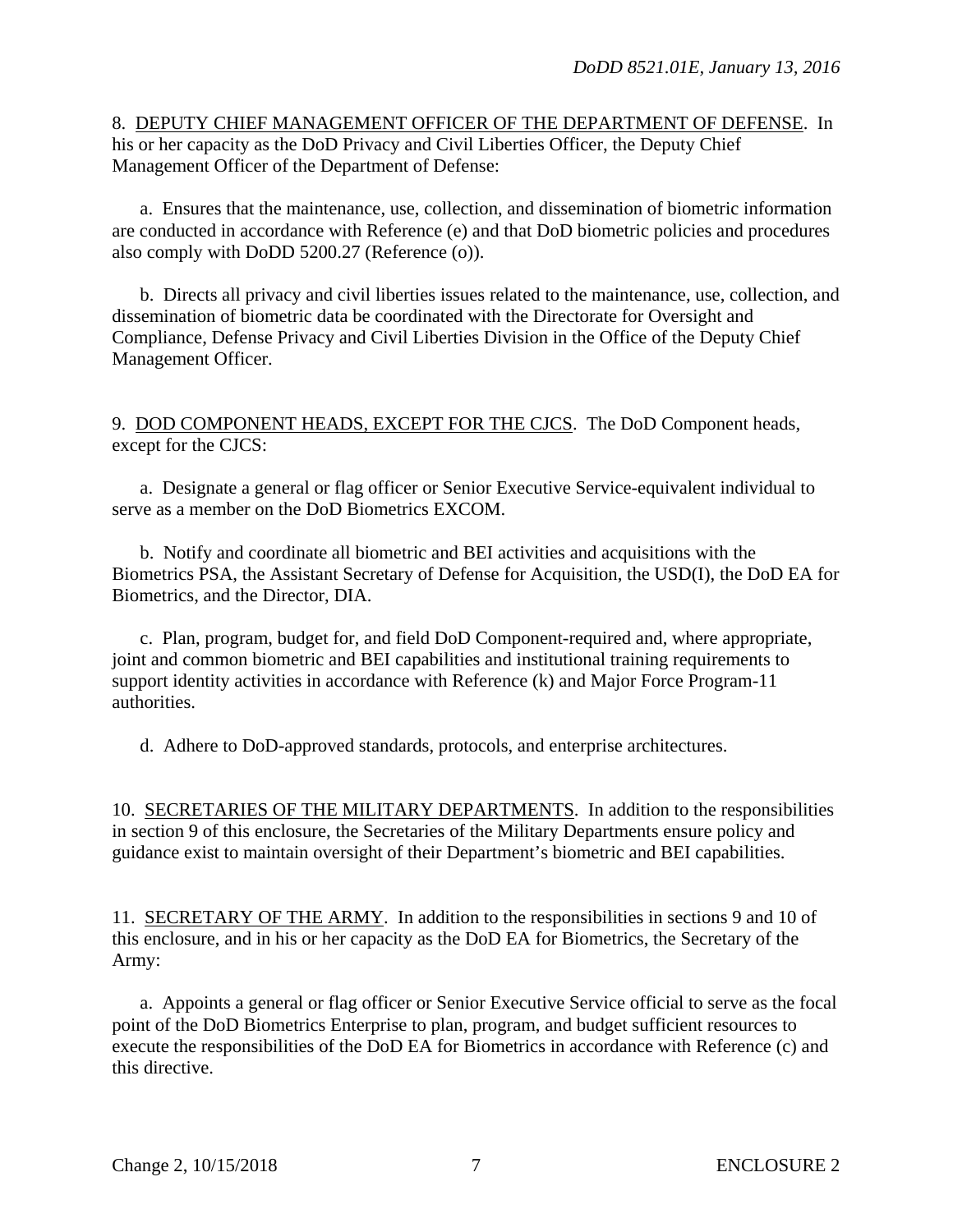8. <u>DEPUTY CHIEF MANAGEMENT OFFICER OF THE DEPARTMENT OF DEFENSE</u>. In his or her capacity as the DoD Privacy and Civil Liberties Officer, the Deputy Chief Management Officer of the Department of Defense:

a. Ensures that the maintenance, use, collection, and dissemination of biometric information are conducted in accordance with Reference (e) and that DoD biometric policies and procedures also comply with DoDD 5200.27 (Reference (o)).

b. Directs all privacy and civil liberties issues related to the maintenance, use, collection, and dissemination of biometric data be coordinated with the Directorate for Oversight and Compliance, Defense Privacy and Civil Liberties Division in the Office of the Deputy Chief Management Officer.

9. <u>DOD COMPONENT HEADS, EXCEPT FOR THE CJCS</u>. The DoD Component heads, except for the CJCS:

a. Designate a general or flag officer or Senior Executive Service-equivalent individual to serve as a member on the DoD Biometrics EXCOM.

b. Notify and coordinate all biometric and BEI activities and acquisitions with the Biometrics PSA, the Assistant Secretary of Defense for Acquisition, the USD(I), the DoD EA for Biometrics, and the Director, DIA.

c. Plan, program, budget for, and field DoD Component-required and, where appropriate, joint and common biometric and BEI capabilities and institutional training requirements to support identity activities in accordance with Reference (k) and Major Force Program-11 authorities.

d. Adhere to DoD-approved standards, protocols, and enterprise architectures.

10. <u>SECRETARIES OF THE MILITARY DEPARTMENTS</u>. In addition to the responsibilities in section 9 of this enclosure, the Secretaries of the Military Departments ensure policy and guidance exist to maintain oversight of their Department's biometric and BEI capabilities.

11. <u>SECRETARY OF THE ARMY</u>. In addition to the responsibilities in sections 9 and 10 of this enclosure, and in his or her capacity as the DoD EA for Biometrics, the Secretary of the Army:

a. Appoints a general or flag officer or Senior Executive Service official to serve as the focal point of the DoD Biometrics Enterprise to plan, program, and budget sufficient resources to execute the responsibilities of the DoD EA for Biometrics in accordance with Reference (c) and this directive.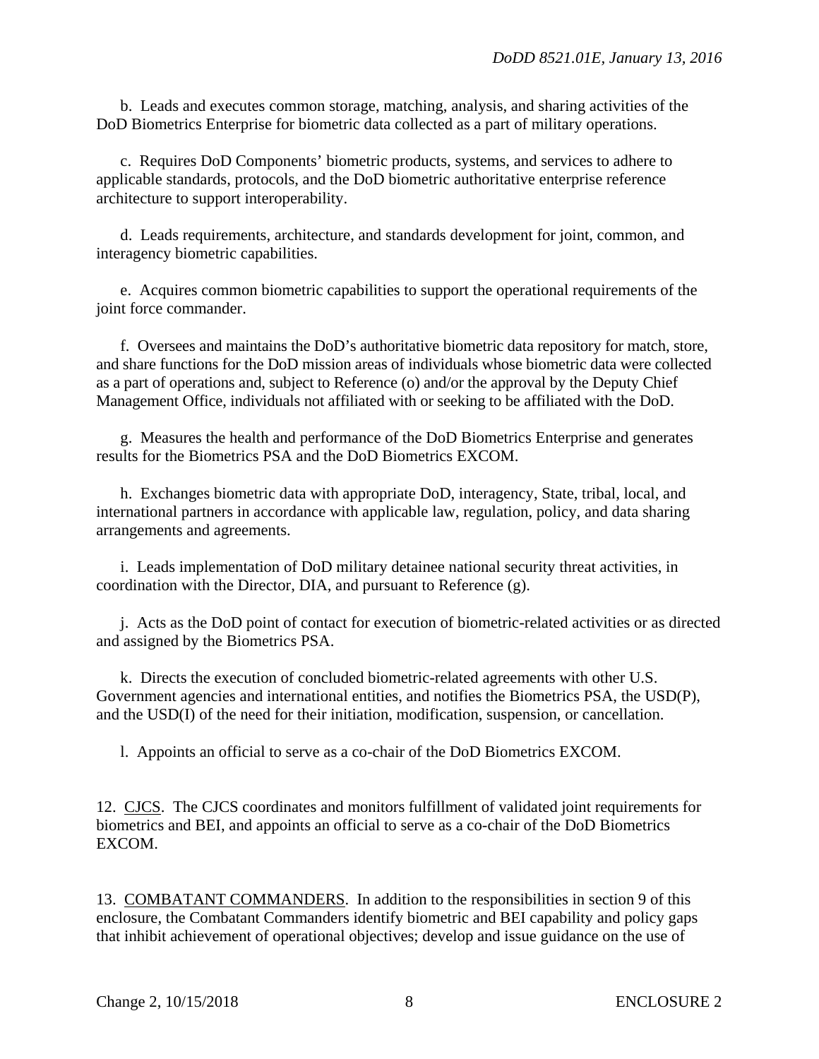b. Leads and executes common storage, matching, analysis, and sharing activities of the DoD Biometrics Enterprise for biometric data collected as a part of military operations.

c. Requires DoD Components' biometric products, systems, and services to adhere to applicable standards, protocols, and the DoD biometric authoritative enterprise reference architecture to support interoperability.

d. Leads requirements, architecture, and standards development for joint, common, and interagency biometric capabilities.

e. Acquires common biometric capabilities to support the operational requirements of the joint force commander.

f. Oversees and maintains the DoD's authoritative biometric data repository for match, store, and share functions for the DoD mission areas of individuals whose biometric data were collected as a part of operations and, subject to Reference (o) and/or the approval by the Deputy Chief Management Office, individuals not affiliated with or seeking to be affiliated with the DoD.

g. Measures the health and performance of the DoD Biometrics Enterprise and generates results for the Biometrics PSA and the DoD Biometrics EXCOM.

h. Exchanges biometric data with appropriate DoD, interagency, State, tribal, local, and international partners in accordance with applicable law, regulation, policy, and data sharing arrangements and agreements.

i. Leads implementation of DoD military detainee national security threat activities, in coordination with the Director, DIA, and pursuant to Reference (g).

j. Acts as the DoD point of contact for execution of biometric-related activities or as directed and assigned by the Biometrics PSA.

k. Directs the execution of concluded biometric-related agreements with other U.S. Government agencies and international entities, and notifies the Biometrics PSA, the USD(P), and the USD(I) of the need for their initiation, modification, suspension, or cancellation.

l. Appoints an official to serve as a co-chair of the DoD Biometrics EXCOM.

12. CJCS. The CJCS coordinates and monitors fulfillment of validated joint requirements for biometrics and BEI, and appoints an official to serve as a co-chair of the DoD Biometrics EXCOM.

13. COMBATANT COMMANDERS. In addition to the responsibilities in section 9 of this enclosure, the Combatant Commanders identify biometric and BEI capability and policy gaps that inhibit achievement of operational objectives; develop and issue guidance on the use of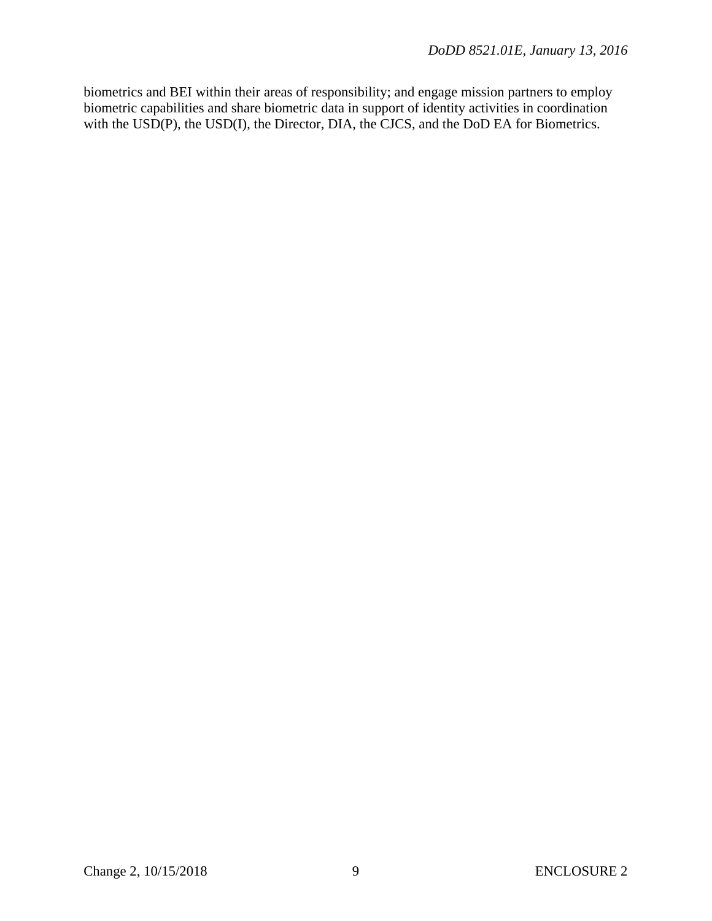biometrics and BEI within their areas of responsibility; and engage mission partners to employ biometric capabilities and share biometric data in support of identity activities in coordination with the USD(P), the USD(I), the Director, DIA, the CJCS, and the DoD EA for Biometrics.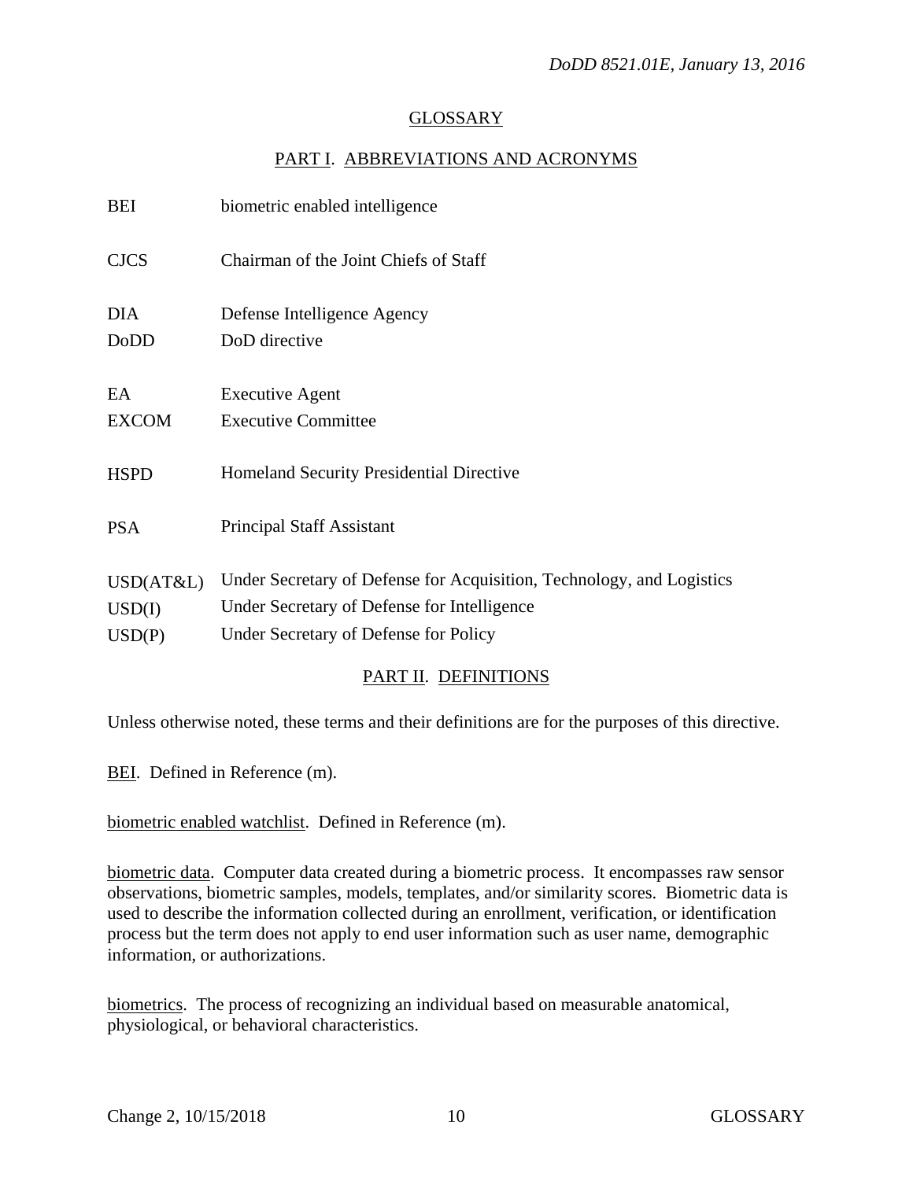## GLOSSARY

### PART I. ABBREVIATIONS AND ACRONYMS

| | |
|---|---|
| BEI | biometric enabled intelligence |
| CJCS | Chairman of the Joint Chiefs of Staff |
| DIA | Defense Intelligence Agency |
| DoDD | DoD directive |
| EA | Executive Agent |
| EXCOM | Executive Committee |
| HSPD | Homeland Security Presidential Directive |
| PSA | Principal Staff Assistant |
| USD(AT&L) | Under Secretary of Defense for Acquisition, Technology, and Logistics |
| USD(I) | Under Secretary of Defense for Intelligence |
| USD(P) | Under Secretary of Defense for Policy |

### PART II. DEFINITIONS

Unless otherwise noted, these terms and their definitions are for the purposes of this directive.

BEI. Defined in Reference (m).

biometric enabled watchlist. Defined in Reference (m).

biometric data. Computer data created during a biometric process. It encompasses raw sensor observations, biometric samples, models, templates, and/or similarity scores. Biometric data is used to describe the information collected during an enrollment, verification, or identification process but the term does not apply to end user information such as user name, demographic information, or authorizations.

biometrics. The process of recognizing an individual based on measurable anatomical, physiological, or behavioral characteristics.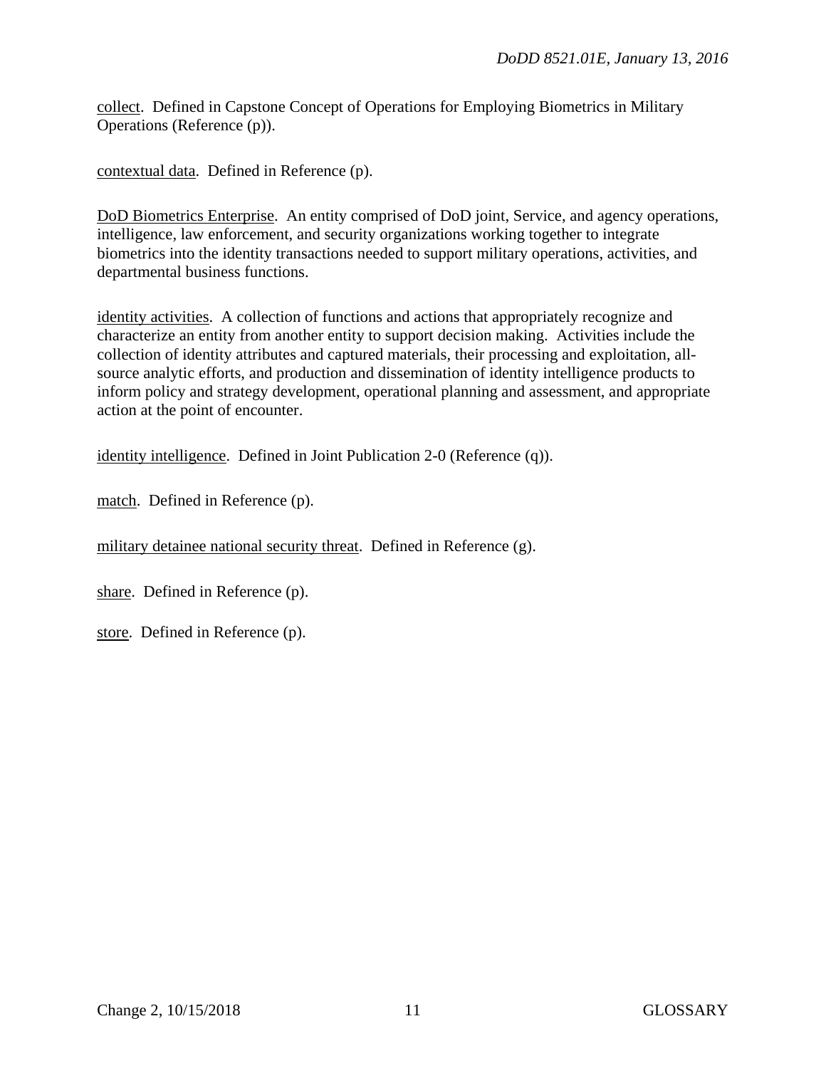<u>collect</u>. Defined in Capstone Concept of Operations for Employing Biometrics in Military Operations (Reference (p)).

<u>contextual data</u>. Defined in Reference (p).

<u>DoD Biometrics Enterprise</u>. An entity comprised of DoD joint, Service, and agency operations, intelligence, law enforcement, and security organizations working together to integrate biometrics into the identity transactions needed to support military operations, activities, and departmental business functions.

<u>identity activities</u>. A collection of functions and actions that appropriately recognize and characterize an entity from another entity to support decision making. Activities include the collection of identity attributes and captured materials, their processing and exploitation, all-source analytic efforts, and production and dissemination of identity intelligence products to inform policy and strategy development, operational planning and assessment, and appropriate action at the point of encounter.

<u>identity intelligence</u>. Defined in Joint Publication 2-0 (Reference (q)).

<u>match</u>. Defined in Reference (p).

<u>military detainee national security threat</u>. Defined in Reference (g).

<u>share</u>. Defined in Reference (p).

<u>store</u>. Defined in Reference (p).